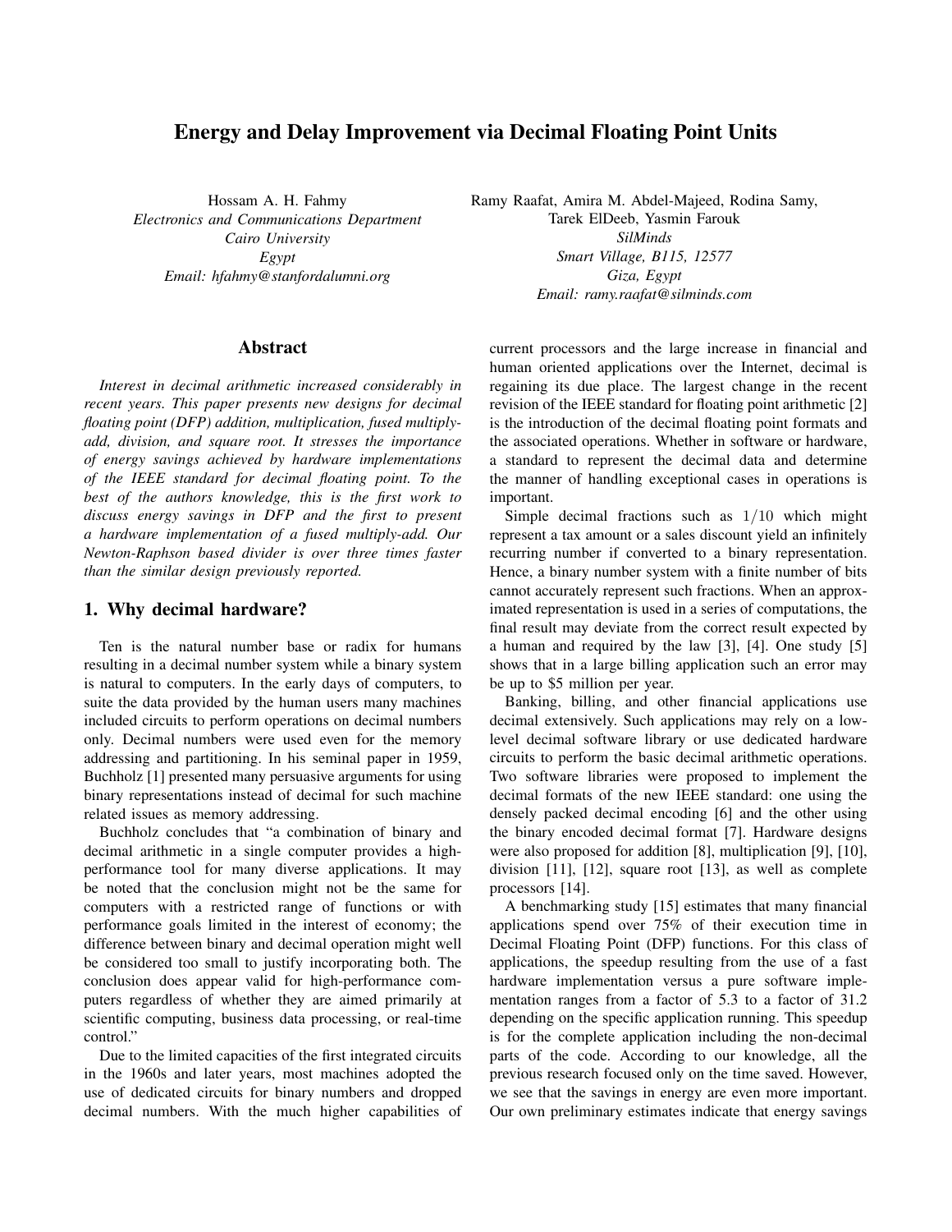# Energy and Delay Improvement via Decimal Floating Point Units

Hossam A. H. Fahmy
*Electronics and Communications Department*
*Cairo University*
*Egypt*
*Email: hfahmy@stanfordalumni.org*

Ramy Raafat, Amira M. Abdel-Majeed, Rodina Samy, Tarek ElDeeb, Yasmin Farouk
*SilMinds*
*Smart Village, B115, 12577*
*Giza, Egypt*
*Email: ramy.raafat@silminds.com*

## Abstract

*Interest in decimal arithmetic increased considerably in recent years. This paper presents new designs for decimal floating point (DFP) addition, multiplication, fused multiply-add, division, and square root. It stresses the importance of energy savings achieved by hardware implementations of the IEEE standard for decimal floating point. To the best of the authors knowledge, this is the first work to discuss energy savings in DFP and the first to present a hardware implementation of a fused multiply-add. Our Newton-Raphson based divider is over three times faster than the similar design previously reported.*

## 1. Why decimal hardware?

Ten is the natural number base or radix for humans resulting in a decimal number system while a binary system is natural to computers. In the early days of computers, to suite the data provided by the human users many machines included circuits to perform operations on decimal numbers only. Decimal numbers were used even for the memory addressing and partitioning. In his seminal paper in 1959, Buchholz [1] presented many persuasive arguments for using binary representations instead of decimal for such machine related issues as memory addressing.

Buchholz concludes that "a combination of binary and decimal arithmetic in a single computer provides a high-performance tool for many diverse applications. It may be noted that the conclusion might not be the same for computers with a restricted range of functions or with performance goals limited in the interest of economy; the difference between binary and decimal operation might well be considered too small to justify incorporating both. The conclusion does appear valid for high-performance computers regardless of whether they are aimed primarily at scientific computing, business data processing, or real-time control."

Due to the limited capacities of the first integrated circuits in the 1960s and later years, most machines adopted the use of dedicated circuits for binary numbers and dropped decimal numbers. With the much higher capabilities of current processors and the large increase in financial and human oriented applications over the Internet, decimal is regaining its due place. The largest change in the recent revision of the IEEE standard for floating point arithmetic [2] is the introduction of the decimal floating point formats and the associated operations. Whether in software or hardware, a standard to represent the decimal data and determine the manner of handling exceptional cases in operations is important.

Simple decimal fractions such as $1/10$ which might represent a tax amount or a sales discount yield an infinitely recurring number if converted to a binary representation. Hence, a binary number system with a finite number of bits cannot accurately represent such fractions. When an approximated representation is used in a series of computations, the final result may deviate from the correct result expected by a human and required by the law [3], [4]. One study [5] shows that in a large billing application such an error may be up to \$5 million per year.

Banking, billing, and other financial applications use decimal extensively. Such applications may rely on a low-level decimal software library or use dedicated hardware circuits to perform the basic decimal arithmetic operations. Two software libraries were proposed to implement the decimal formats of the new IEEE standard: one using the densely packed decimal encoding [6] and the other using the binary encoded decimal format [7]. Hardware designs were also proposed for addition [8], multiplication [9], [10], division [11], [12], square root [13], as well as complete processors [14].

A benchmarking study [15] estimates that many financial applications spend over 75% of their execution time in Decimal Floating Point (DFP) functions. For this class of applications, the speedup resulting from the use of a fast hardware implementation versus a pure software implementation ranges from a factor of 5.3 to a factor of 31.2 depending on the specific application running. This speedup is for the complete application including the non-decimal parts of the code. According to our knowledge, all the previous research focused only on the time saved. However, we see that the savings in energy are even more important. Our own preliminary estimates indicate that energy savings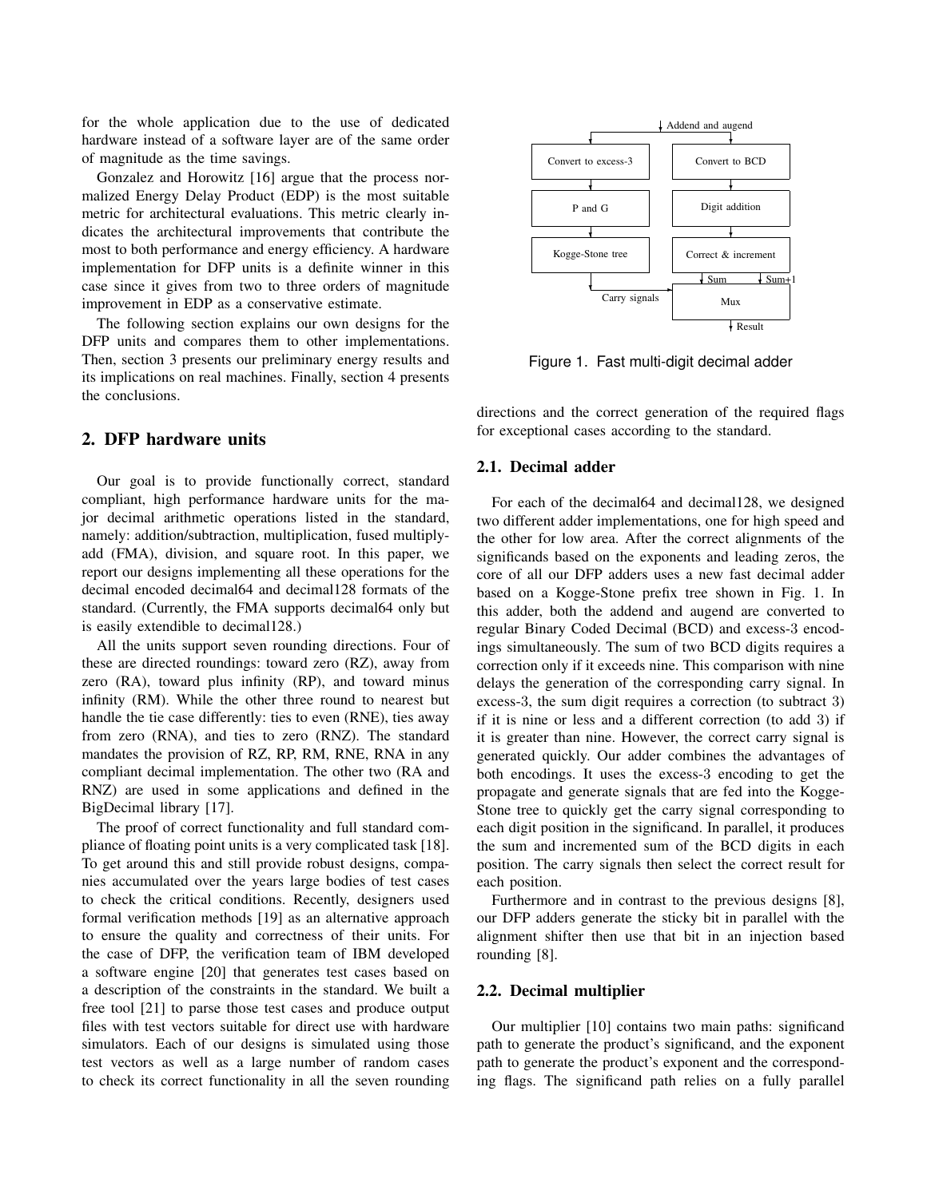for the whole application due to the use of dedicated hardware instead of a software layer are of the same order of magnitude as the time savings.

Gonzalez and Horowitz [16] argue that the process normalized Energy Delay Product (EDP) is the most suitable metric for architectural evaluations. This metric clearly indicates the architectural improvements that contribute the most to both performance and energy efficiency. A hardware implementation for DFP units is a definite winner in this case since it gives from two to three orders of magnitude improvement in EDP as a conservative estimate.

The following section explains our own designs for the DFP units and compares them to other implementations. Then, section 3 presents our preliminary energy results and its implications on real machines. Finally, section 4 presents the conclusions.

## 2. DFP hardware units

Our goal is to provide functionally correct, standard compliant, high performance hardware units for the major decimal arithmetic operations listed in the standard, namely: addition/subtraction, multiplication, fused multiply-add (FMA), division, and square root. In this paper, we report our designs implementing all these operations for the decimal encoded decimal64 and decimal128 formats of the standard. (Currently, the FMA supports decimal64 only but is easily extendible to decimal128.)

All the units support seven rounding directions. Four of these are directed roundings: toward zero (RZ), away from zero (RA), toward plus infinity (RP), and toward minus infinity (RM). While the other three round to nearest but handle the tie case differently: ties to even (RNE), ties away from zero (RNA), and ties to zero (RNZ). The standard mandates the provision of RZ, RP, RM, RNE, RNA in any compliant decimal implementation. The other two (RA and RNZ) are used in some applications and defined in the BigDecimal library [17].

The proof of correct functionality and full standard compliance of floating point units is a very complicated task [18]. To get around this and still provide robust designs, companies accumulated over the years large bodies of test cases to check the critical conditions. Recently, designers used formal verification methods [19] as an alternative approach to ensure the quality and correctness of their units. For the case of DFP, the verification team of IBM developed a software engine [20] that generates test cases based on a description of the constraints in the standard. We built a free tool [21] to parse those test cases and produce output files with test vectors suitable for direct use with hardware simulators. Each of our designs is simulated using those test vectors as well as a large number of random cases to check its correct functionality in all the seven rounding directions and the correct generation of the required flags for exceptional cases according to the standard.

Addend and augend

Convert to excess-3 | Convert to BCD

P and G | Digit addition

Kogge-Stone tree | Correct & increment

Sum | Sum+1

Carry signals | Mux

Result

Figure 1. Fast multi-digit decimal adder

### 2.1. Decimal adder

For each of the decimal64 and decimal128, we designed two different adder implementations, one for high speed and the other for low area. After the correct alignments of the significands based on the exponents and leading zeros, the core of all our DFP adders uses a new fast decimal adder based on a Kogge-Stone prefix tree shown in Fig. 1. In this adder, both the addend and augend are converted to regular Binary Coded Decimal (BCD) and excess-3 encodings simultaneously. The sum of two BCD digits requires a correction only if it exceeds nine. This comparison with nine delays the generation of the corresponding carry signal. In excess-3, the sum digit requires a correction (to subtract 3) if it is nine or less and a different correction (to add 3) if it is greater than nine. However, the correct carry signal is generated quickly. Our adder combines the advantages of both encodings. It uses the excess-3 encoding to get the propagate and generate signals that are fed into the Kogge-Stone tree to quickly get the carry signal corresponding to each digit position in the significand. In parallel, it produces the sum and incremented sum of the BCD digits in each position. The carry signals then select the correct result for each position.

Furthermore and in contrast to the previous designs [8], our DFP adders generate the sticky bit in parallel with the alignment shifter then use that bit in an injection based rounding [8].

### 2.2. Decimal multiplier

Our multiplier [10] contains two main paths: significand path to generate the product's significand, and the exponent path to generate the product's exponent and the corresponding flags. The significand path relies on a fully parallel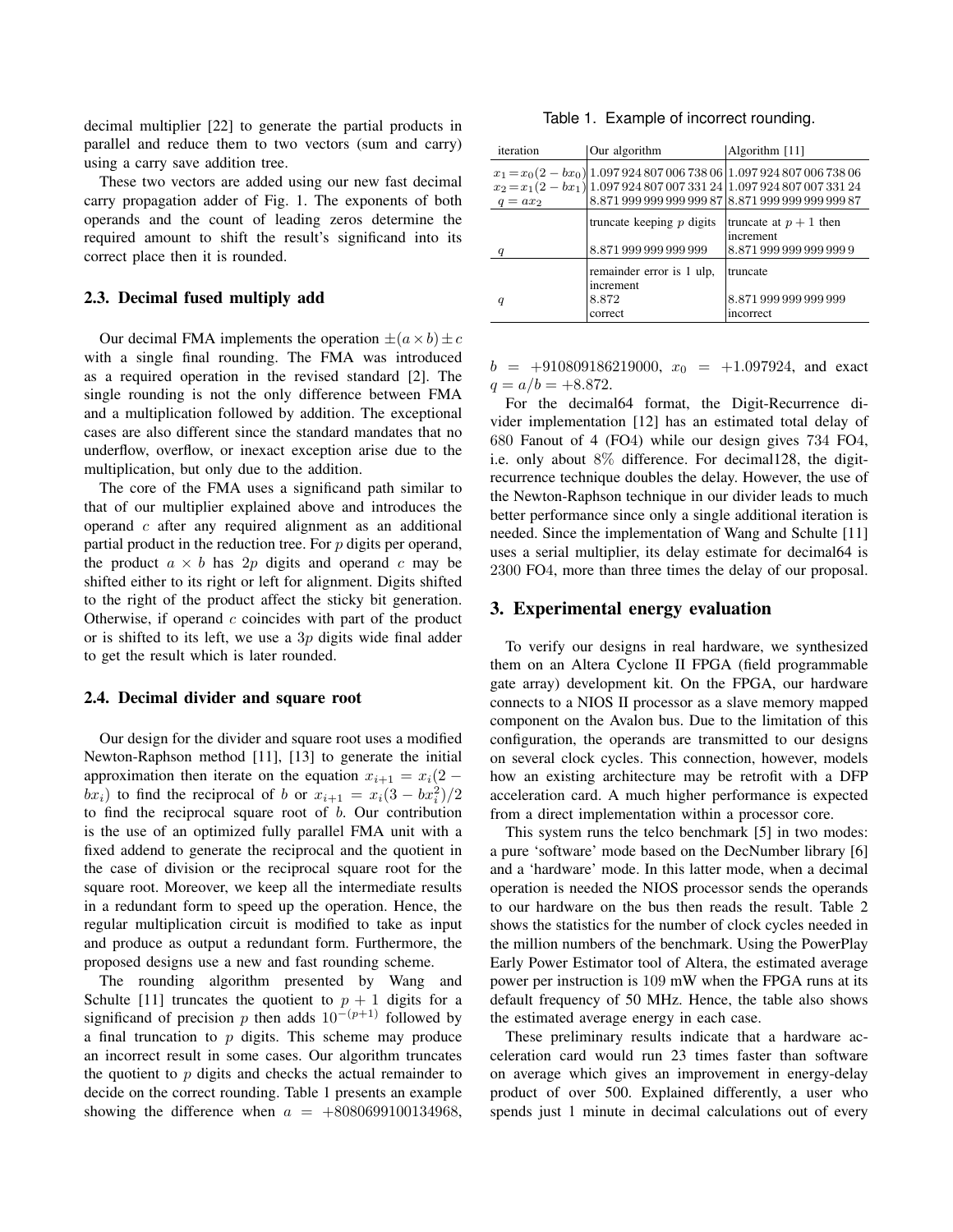decimal multiplier [22] to generate the partial products in parallel and reduce them to two vectors (sum and carry) using a carry save addition tree.

These two vectors are added using our new fast decimal carry propagation adder of Fig. 1. The exponents of both operands and the count of leading zeros determine the required amount to shift the result's significand into its correct place then it is rounded.

### 2.3. Decimal fused multiply add

Our decimal FMA implements the operation $\pm(a \times b) \pm c$ with a single final rounding. The FMA was introduced as a required operation in the revised standard [2]. The single rounding is not the only difference between FMA and a multiplication followed by addition. The exceptional cases are also different since the standard mandates that no underflow, overflow, or inexact exception arise due to the multiplication, but only due to the addition.

The core of the FMA uses a significand path similar to that of our multiplier explained above and introduces the operand $c$ after any required alignment as an additional partial product in the reduction tree. For $p$ digits per operand, the product $a \times b$ has $2p$ digits and operand $c$ may be shifted either to its right or left for alignment. Digits shifted to the right of the product affect the sticky bit generation. Otherwise, if operand $c$ coincides with part of the product or is shifted to its left, we use a $3p$ digits wide final adder to get the result which is later rounded.

### 2.4. Decimal divider and square root

Our design for the divider and square root uses a modified Newton-Raphson method [11], [13] to generate the initial approximation then iterate on the equation $x_{i+1} = x_i(2 - bx_i)$ to find the reciprocal of $b$ or $x_{i+1} = x_i(3 - bx_i^2)/2$ to find the reciprocal square root of $b$. Our contribution is the use of an optimized fully parallel FMA unit with a fixed addend to generate the reciprocal and the quotient in the case of division or the reciprocal square root for the square root. Moreover, we keep all the intermediate results in a redundant form to speed up the operation. Hence, the regular multiplication circuit is modified to take as input and produce as output a redundant form. Furthermore, the proposed designs use a new and fast rounding scheme.

The rounding algorithm presented by Wang and Schulte [11] truncates the quotient to $p + 1$ digits for a significand of precision $p$ then adds $10^{-(p+1)}$ followed by a final truncation to $p$ digits. This scheme may produce an incorrect result in some cases. Our algorithm truncates the quotient to $p$ digits and checks the actual remainder to decide on the correct rounding. Table 1 presents an example showing the difference when $a = +8080699100134968$, $b = +910809186219000$, $x_0 = +1.097924$, and exact $q = a/b = +8.872$.

Table 1. Example of incorrect rounding.

| iteration | Our algorithm | Algorithm [11] |
| --- | --- | --- |
| $x_1 = x_0(2 - bx_0)$ | 1.097 924 807 006 738 06 | 1.097 924 807 006 738 06 |
| $x_2 = x_1(2 - bx_1)$ | 1.097 924 807 007 331 24 | 1.097 924 807 007 331 24 |
| $q = ax_2$ | 8.871 999 999 999 999 87 | 8.871 999 999 999 999 87 |
|  | truncate keeping $p$ digits | truncate at $p + 1$ then increment |
| $q$ | 8.871 999 999 999 999 | 8.871 999 999 999 999 9 |
|  | remainder error is 1 ulp, increment | truncate |
| $q$ | 8.872 correct | 8.871 999 999 999 999 incorrect |

For the decimal64 format, the Digit-Recurrence divider implementation [12] has an estimated total delay of 680 Fanout of 4 (FO4) while our design gives 734 FO4, i.e. only about 8% difference. For decimal128, the digit-recurrence technique doubles the delay. However, the use of the Newton-Raphson technique in our divider leads to much better performance since only a single additional iteration is needed. Since the implementation of Wang and Schulte [11] uses a serial multiplier, its delay estimate for decimal64 is 2300 FO4, more than three times the delay of our proposal.

## 3. Experimental energy evaluation

To verify our designs in real hardware, we synthesized them on an Altera Cyclone II FPGA (field programmable gate array) development kit. On the FPGA, our hardware connects to a NIOS II processor as a slave memory mapped component on the Avalon bus. Due to the limitation of this configuration, the operands are transmitted to our designs on several clock cycles. This connection, however, models how an existing architecture may be retrofit with a DFP acceleration card. A much higher performance is expected from a direct implementation within a processor core.

This system runs the telco benchmark [5] in two modes: a pure 'software' mode based on the DecNumber library [6] and a 'hardware' mode. In this latter mode, when a decimal operation is needed the NIOS processor sends the operands to our hardware on the bus then reads the result. Table 2 shows the statistics for the number of clock cycles needed in the million numbers of the benchmark. Using the PowerPlay Early Power Estimator tool of Altera, the estimated average power per instruction is 109 mW when the FPGA runs at its default frequency of 50 MHz. Hence, the table also shows the estimated average energy in each case.

These preliminary results indicate that a hardware acceleration card would run 23 times faster than software on average which gives an improvement in energy-delay product of over 500. Explained differently, a user who spends just 1 minute in decimal calculations out of every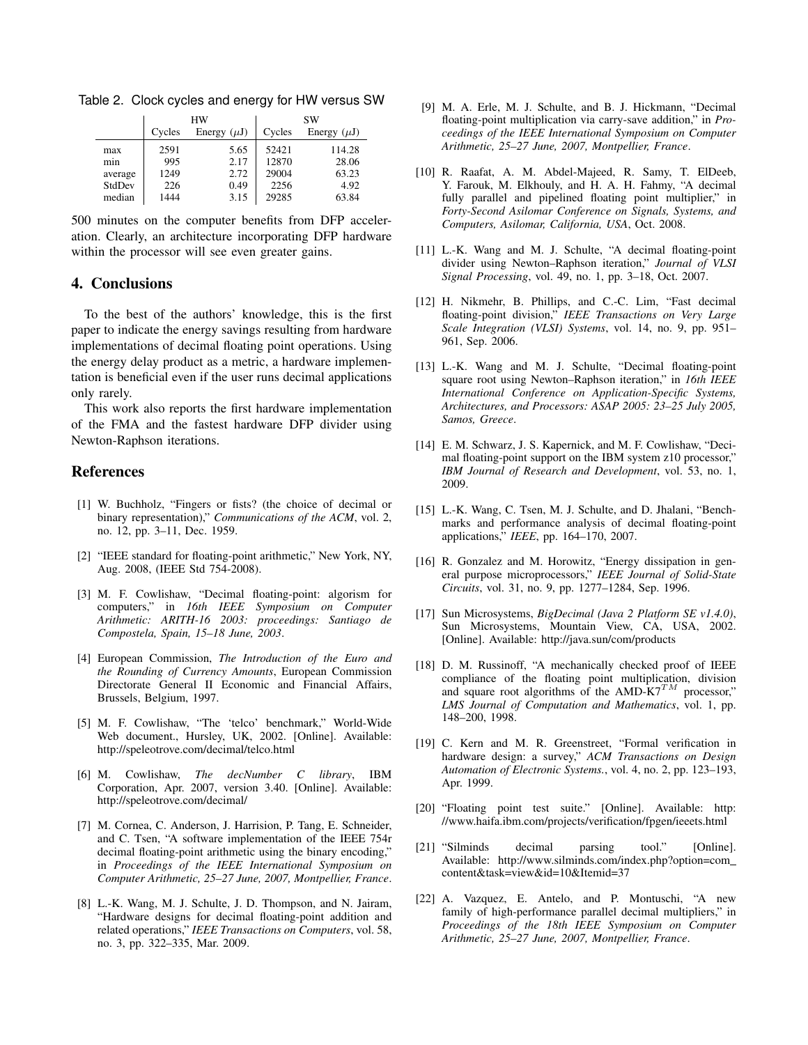Table 2. Clock cycles and energy for HW versus SW

| | HW | | SW | |
|---|---|---|---|---|
| | Cycles | Energy ($\mu$J) | Cycles | Energy ($\mu$J) |
| max | 2591 | 5.65 | 52421 | 114.28 |
| min | 995 | 2.17 | 12870 | 28.06 |
| average | 1249 | 2.72 | 29004 | 63.23 |
| StdDev | 226 | 0.49 | 2256 | 4.92 |
| median | 1444 | 3.15 | 29285 | 63.84 |

500 minutes on the computer benefits from DFP acceleration. Clearly, an architecture incorporating DFP hardware within the processor will see even greater gains.

## 4. Conclusions

To the best of the authors' knowledge, this is the first paper to indicate the energy savings resulting from hardware implementations of decimal floating point operations. Using the energy delay product as a metric, a hardware implementation is beneficial even if the user runs decimal applications only rarely.

This work also reports the first hardware implementation of the FMA and the fastest hardware DFP divider using Newton-Raphson iterations.

## References

[1] W. Buchholz, "Fingers or fists? (the choice of decimal or binary representation)," *Communications of the ACM*, vol. 2, no. 12, pp. 3–11, Dec. 1959.

[2] "IEEE standard for floating-point arithmetic," New York, NY, Aug. 2008, (IEEE Std 754-2008).

[3] M. F. Cowlishaw, "Decimal floating-point: algorism for computers," in *16th IEEE Symposium on Computer Arithmetic: ARITH-16 2003: proceedings: Santiago de Compostela, Spain, 15–18 June, 2003*.

[4] European Commission, *The Introduction of the Euro and the Rounding of Currency Amounts*, European Commission Directorate General II Economic and Financial Affairs, Brussels, Belgium, 1997.

[5] M. F. Cowlishaw, "The 'telco' benchmark," World-Wide Web document., Hursley, UK, 2002. [Online]. Available: http://speleotrove.com/decimal/telco.html

[6] M. Cowlishaw, *The decNumber C library*, IBM Corporation, Apr. 2007, version 3.40. [Online]. Available: http://speleotrove.com/decimal/

[7] M. Cornea, C. Anderson, J. Harrision, P. Tang, E. Schneider, and C. Tsen, "A software implementation of the IEEE 754r decimal floating-point arithmetic using the binary encoding," in *Proceedings of the IEEE International Symposium on Computer Arithmetic, 25–27 June, 2007, Montpellier, France*.

[8] L.-K. Wang, M. J. Schulte, J. D. Thompson, and N. Jairam, "Hardware designs for decimal floating-point addition and related operations," *IEEE Transactions on Computers*, vol. 58, no. 3, pp. 322–335, Mar. 2009.

[9] M. A. Erle, M. J. Schulte, and B. J. Hickmann, "Decimal floating-point multiplication via carry-save addition," in *Proceedings of the IEEE International Symposium on Computer Arithmetic, 25–27 June, 2007, Montpellier, France*.

[10] R. Raafat, A. M. Abdel-Majeed, R. Samy, T. ElDeeb, Y. Farouk, M. Elkhouly, and H. A. H. Fahmy, "A decimal fully parallel and pipelined floating point multiplier," in *Forty-Second Asilomar Conference on Signals, Systems, and Computers, Asilomar, California, USA*, Oct. 2008.

[11] L.-K. Wang and M. J. Schulte, "A decimal floating-point divider using Newton–Raphson iteration," *Journal of VLSI Signal Processing*, vol. 49, no. 1, pp. 3–18, Oct. 2007.

[12] H. Nikmehr, B. Phillips, and C.-C. Lim, "Fast decimal floating-point division," *IEEE Transactions on Very Large Scale Integration (VLSI) Systems*, vol. 14, no. 9, pp. 951–961, Sep. 2006.

[13] L.-K. Wang and M. J. Schulte, "Decimal floating-point square root using Newton–Raphson iteration," in *16th IEEE International Conference on Application-Specific Systems, Architectures, and Processors: ASAP 2005: 23–25 July 2005, Samos, Greece*.

[14] E. M. Schwarz, J. S. Kapernick, and M. F. Cowlishaw, "Decimal floating-point support on the IBM system z10 processor," *IBM Journal of Research and Development*, vol. 53, no. 1, 2009.

[15] L.-K. Wang, C. Tsen, M. J. Schulte, and D. Jhalani, "Benchmarks and performance analysis of decimal floating-point applications," *IEEE*, pp. 164–170, 2007.

[16] R. Gonzalez and M. Horowitz, "Energy dissipation in general purpose microprocessors," *IEEE Journal of Solid-State Circuits*, vol. 31, no. 9, pp. 1277–1284, Sep. 1996.

[17] Sun Microsystems, *BigDecimal (Java 2 Platform SE v1.4.0)*, Sun Microsystems, Mountain View, CA, USA, 2002. [Online]. Available: http://java.sun/com/products

[18] D. M. Russinoff, "A mechanically checked proof of IEEE compliance of the floating point multiplication, division and square root algorithms of the AMD-K7$^{TM}$ processor," *LMS Journal of Computation and Mathematics*, vol. 1, pp. 148–200, 1998.

[19] C. Kern and M. R. Greenstreet, "Formal verification in hardware design: a survey," *ACM Transactions on Design Automation of Electronic Systems.*, vol. 4, no. 2, pp. 123–193, Apr. 1999.

[20] "Floating point test suite." [Online]. Available: http://www.haifa.ibm.com/projects/verification/fpgen/ieeets.html

[21] "Silminds decimal parsing tool." [Online]. Available: http://www.silminds.com/index.php?option=com_content&task=view&id=10&Itemid=37

[22] A. Vazquez, E. Antelo, and P. Montuschi, "A new family of high-performance parallel decimal multipliers," in *Proceedings of the 18th IEEE Symposium on Computer Arithmetic, 25–27 June, 2007, Montpellier, France*.